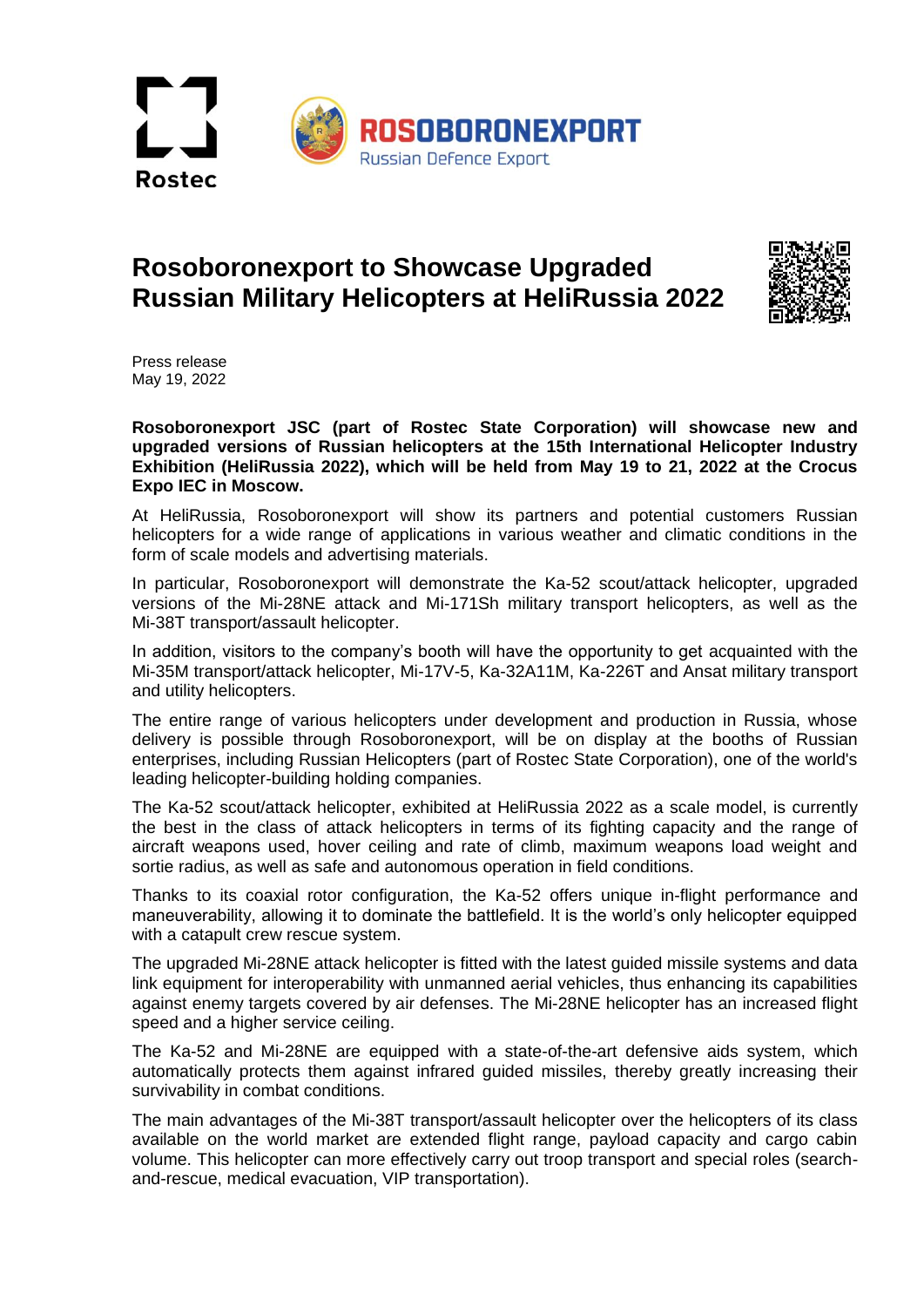Rostec

ROSOBORONEXPORT
Russian Defence Export

# Rosoboronexport to Showcase Upgraded Russian Military Helicopters at HeliRussia 2022

Press release
May 19, 2022

**Rosoboronexport JSC (part of Rostec State Corporation) will showcase new and upgraded versions of Russian helicopters at the 15th International Helicopter Industry Exhibition (HeliRussia 2022), which will be held from May 19 to 21, 2022 at the Crocus Expo IEC in Moscow.**

At HeliRussia, Rosoboronexport will show its partners and potential customers Russian helicopters for a wide range of applications in various weather and climatic conditions in the form of scale models and advertising materials.

In particular, Rosoboronexport will demonstrate the Ka-52 scout/attack helicopter, upgraded versions of the Mi-28NE attack and Mi-171Sh military transport helicopters, as well as the Mi-38T transport/assault helicopter.

In addition, visitors to the company's booth will have the opportunity to get acquainted with the Mi-35M transport/attack helicopter, Mi-17V-5, Ka-32A11M, Ka-226T and Ansat military transport and utility helicopters.

The entire range of various helicopters under development and production in Russia, whose delivery is possible through Rosoboronexport, will be on display at the booths of Russian enterprises, including Russian Helicopters (part of Rostec State Corporation), one of the world's leading helicopter-building holding companies.

The Ka-52 scout/attack helicopter, exhibited at HeliRussia 2022 as a scale model, is currently the best in the class of attack helicopters in terms of its fighting capacity and the range of aircraft weapons used, hover ceiling and rate of climb, maximum weapons load weight and sortie radius, as well as safe and autonomous operation in field conditions.

Thanks to its coaxial rotor configuration, the Ka-52 offers unique in-flight performance and maneuverability, allowing it to dominate the battlefield. It is the world's only helicopter equipped with a catapult crew rescue system.

The upgraded Mi-28NE attack helicopter is fitted with the latest guided missile systems and data link equipment for interoperability with unmanned aerial vehicles, thus enhancing its capabilities against enemy targets covered by air defenses. The Mi-28NE helicopter has an increased flight speed and a higher service ceiling.

The Ka-52 and Mi-28NE are equipped with a state-of-the-art defensive aids system, which automatically protects them against infrared guided missiles, thereby greatly increasing their survivability in combat conditions.

The main advantages of the Mi-38T transport/assault helicopter over the helicopters of its class available on the world market are extended flight range, payload capacity and cargo cabin volume. This helicopter can more effectively carry out troop transport and special roles (search-and-rescue, medical evacuation, VIP transportation).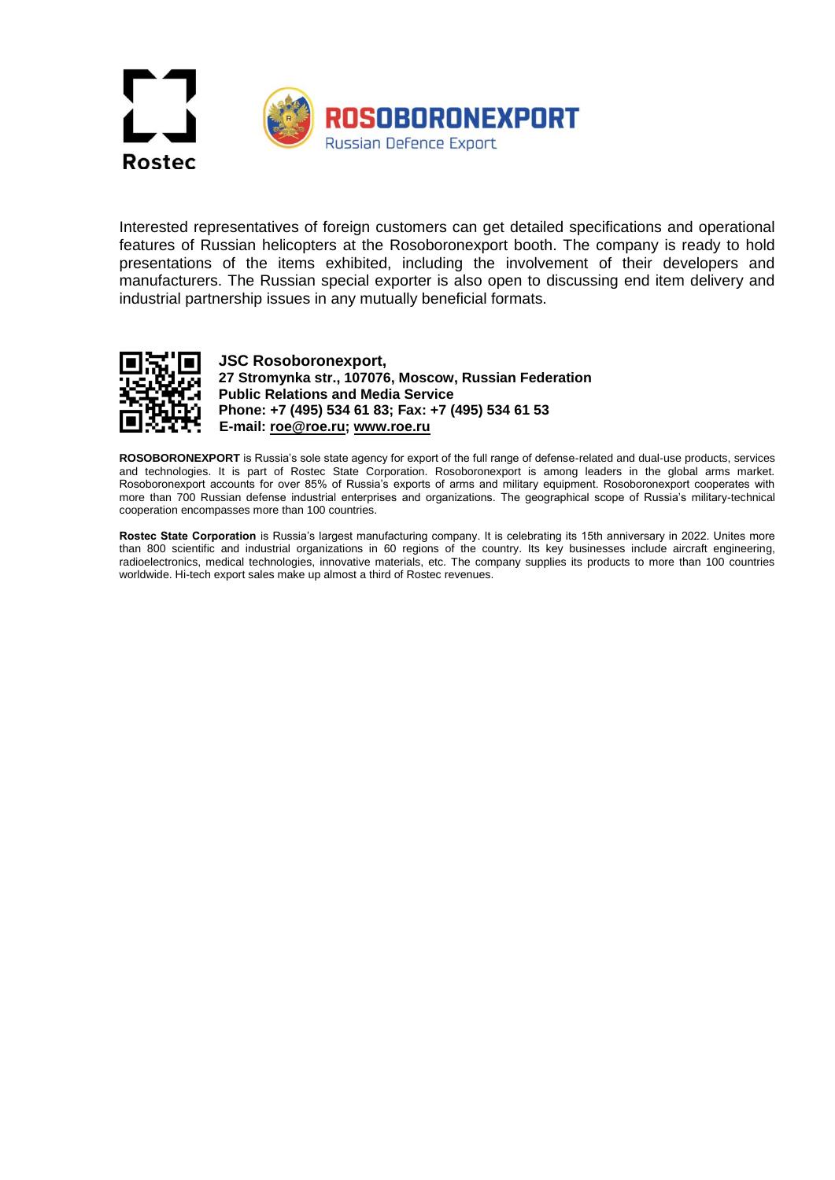Interested representatives of foreign customers can get detailed specifications and operational features of Russian helicopters at the Rosoboronexport booth. The company is ready to hold presentations of the items exhibited, including the involvement of their developers and manufacturers. The Russian special exporter is also open to discussing end item delivery and industrial partnership issues in any mutually beneficial formats.

**JSC Rosoboronexport,**
**27 Stromynka str., 107076, Moscow, Russian Federation**
**Public Relations and Media Service**
**Phone: +7 (495) 534 61 83; Fax: +7 (495) 534 61 53**
**E-mail: roe@roe.ru; www.roe.ru**

**ROSOBORONEXPORT** is Russia's sole state agency for export of the full range of defense-related and dual-use products, services and technologies. It is part of Rostec State Corporation. Rosoboronexport is among leaders in the global arms market. Rosoboronexport accounts for over 85% of Russia's exports of arms and military equipment. Rosoboronexport cooperates with more than 700 Russian defense industrial enterprises and organizations. The geographical scope of Russia's military-technical cooperation encompasses more than 100 countries.

**Rostec State Corporation** is Russia's largest manufacturing company. It is celebrating its 15th anniversary in 2022. Unites more than 800 scientific and industrial organizations in 60 regions of the country. Its key businesses include aircraft engineering, radioelectronics, medical technologies, innovative materials, etc. The company supplies its products to more than 100 countries worldwide. Hi-tech export sales make up almost a third of Rostec revenues.